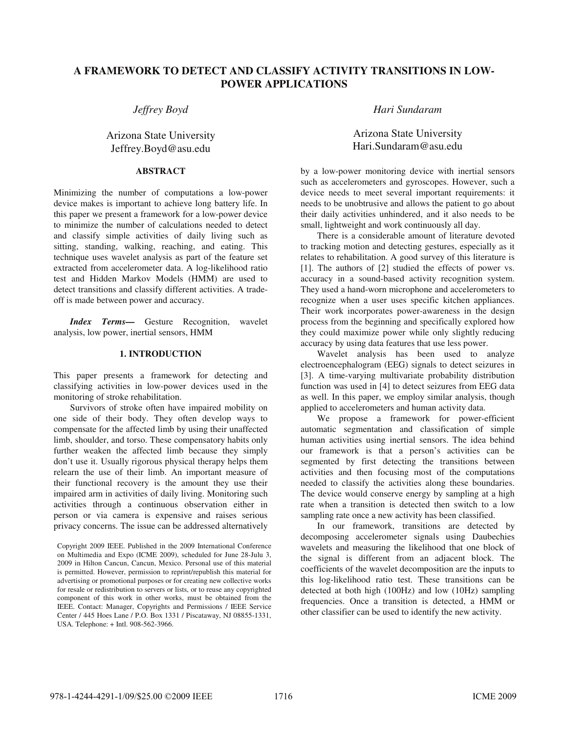# A FRAMEWORK TO DETECT AND CLASSIFY ACTIVITY TRANSITIONS IN LOW-POWER APPLICATIONS

*Jeffrey Boyd*

Arizona State University
Jeffrey.Boyd@asu.edu

*Hari Sundaram*

Arizona State University
Hari.Sundaram@asu.edu

## ABSTRACT

Minimizing the number of computations a low-power device makes is important to achieve long battery life. In this paper we present a framework for a low-power device to minimize the number of calculations needed to detect and classify simple activities of daily living such as sitting, standing, walking, reaching, and eating. This technique uses wavelet analysis as part of the feature set extracted from accelerometer data. A log-likelihood ratio test and Hidden Markov Models (HMM) are used to detect transitions and classify different activities. A trade-off is made between power and accuracy.

***Index Terms*—** Gesture Recognition, wavelet analysis, low power, inertial sensors, HMM

## 1. INTRODUCTION

This paper presents a framework for detecting and classifying activities in low-power devices used in the monitoring of stroke rehabilitation.

Survivors of stroke often have impaired mobility on one side of their body. They often develop ways to compensate for the affected limb by using their unaffected limb, shoulder, and torso. These compensatory habits only further weaken the affected limb because they simply don't use it. Usually rigorous physical therapy helps them relearn the use of their limb. An important measure of their functional recovery is the amount they use their impaired arm in activities of daily living. Monitoring such activities through a continuous observation either in person or via camera is expensive and raises serious privacy concerns. The issue can be addressed alternatively by a low-power monitoring device with inertial sensors such as accelerometers and gyroscopes. However, such a device needs to meet several important requirements: it needs to be unobtrusive and allows the patient to go about their daily activities unhindered, and it also needs to be small, lightweight and work continuously all day.

There is a considerable amount of literature devoted to tracking motion and detecting gestures, especially as it relates to rehabilitation. A good survey of this literature is [1]. The authors of [2] studied the effects of power vs. accuracy in a sound-based activity recognition system. They used a hand-worn microphone and accelerometers to recognize when a user uses specific kitchen appliances. Their work incorporates power-awareness in the design process from the beginning and specifically explored how they could maximize power while only slightly reducing accuracy by using data features that use less power.

Wavelet analysis has been used to analyze electroencephalogram (EEG) signals to detect seizures in [3]. A time-varying multivariate probability distribution function was used in [4] to detect seizures from EEG data as well. In this paper, we employ similar analysis, though applied to accelerometers and human activity data.

We propose a framework for power-efficient automatic segmentation and classification of simple human activities using inertial sensors. The idea behind our framework is that a person's activities can be segmented by first detecting the transitions between activities and then focusing most of the computations needed to classify the activities along these boundaries. The device would conserve energy by sampling at a high rate when a transition is detected then switch to a low sampling rate once a new activity has been classified.

In our framework, transitions are detected by decomposing accelerometer signals using Daubechies wavelets and measuring the likelihood that one block of the signal is different from an adjacent block. The coefficients of the wavelet decomposition are the inputs to this log-likelihood ratio test. These transitions can be detected at both high (100Hz) and low (10Hz) sampling frequencies. Once a transition is detected, a HMM or other classifier can be used to identify the new activity.

Copyright 2009 IEEE. Published in the 2009 International Conference on Multimedia and Expo (ICME 2009), scheduled for June 28-Julu 3, 2009 in Hilton Cancun, Cancun, Mexico. Personal use of this material is permitted. However, permission to reprint/republish this material for advertising or promotional purposes or for creating new collective works for resale or redistribution to servers or lists, or to reuse any copyrighted component of this work in other works, must be obtained from the IEEE. Contact: Manager, Copyrights and Permissions / IEEE Service Center / 445 Hoes Lane / P.O. Box 1331 / Piscataway, NJ 08855-1331, USA. Telephone: + Intl. 908-562-3966.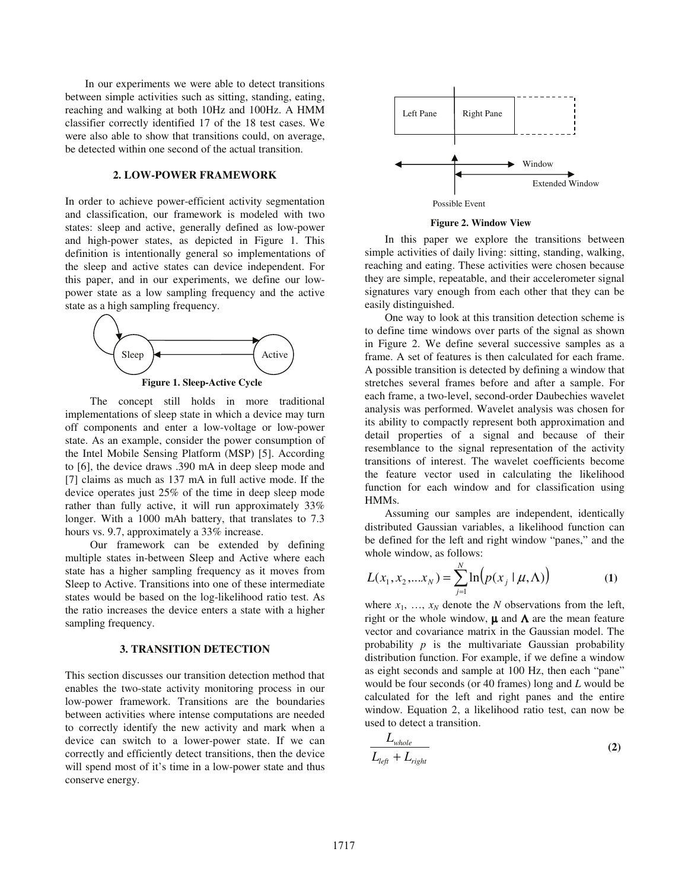In our experiments we were able to detect transitions between simple activities such as sitting, standing, eating, reaching and walking at both 10Hz and 100Hz. A HMM classifier correctly identified 17 of the 18 test cases. We were also able to show that transitions could, on average, be detected within one second of the actual transition.

## 2. LOW-POWER FRAMEWORK

In order to achieve power-efficient activity segmentation and classification, our framework is modeled with two states: sleep and active, generally defined as low-power and high-power states, as depicted in Figure 1. This definition is intentionally general so implementations of the sleep and active states can device independent. For this paper, and in our experiments, we define our low-power state as a low sampling frequency and the active state as a high sampling frequency.

**Figure 1. Sleep-Active Cycle**

The concept still holds in more traditional implementations of sleep state in which a device may turn off components and enter a low-voltage or low-power state. As an example, consider the power consumption of the Intel Mobile Sensing Platform (MSP) [5]. According to [6], the device draws .390 mA in deep sleep mode and [7] claims as much as 137 mA in full active mode. If the device operates just 25% of the time in deep sleep mode rather than fully active, it will run approximately 33% longer. With a 1000 mAh battery, that translates to 7.3 hours vs. 9.7, approximately a 33% increase.

Our framework can be extended by defining multiple states in-between Sleep and Active where each state has a higher sampling frequency as it moves from Sleep to Active. Transitions into one of these intermediate states would be based on the log-likelihood ratio test. As the ratio increases the device enters a state with a higher sampling frequency.

## 3. TRANSITION DETECTION

This section discusses our transition detection method that enables the two-state activity monitoring process in our low-power framework. Transitions are the boundaries between activities where intense computations are needed to correctly identify the new activity and mark when a device can switch to a lower-power state. If we can correctly and efficiently detect transitions, then the device will spend most of it's time in a low-power state and thus conserve energy.

**Figure 2. Window View**

In this paper we explore the transitions between simple activities of daily living: sitting, standing, walking, reaching and eating. These activities were chosen because they are simple, repeatable, and their accelerometer signal signatures vary enough from each other that they can be easily distinguished.

One way to look at this transition detection scheme is to define time windows over parts of the signal as shown in Figure 2. We define several successive samples as a frame. A set of features is then calculated for each frame. A possible transition is detected by defining a window that stretches several frames before and after a sample. For each frame, a two-level, second-order Daubechies wavelet analysis was performed. Wavelet analysis was chosen for its ability to compactly represent both approximation and detail properties of a signal and because of their resemblance to the signal representation of the activity transitions of interest. The wavelet coefficients become the feature vector used in calculating the likelihood function for each window and for classification using HMMs.

Assuming our samples are independent, identically distributed Gaussian variables, a likelihood function can be defined for the left and right window "panes," and the whole window, as follows:

$$L(x_1, x_2, \ldots x_N) = \sum_{j=1}^{N} \ln\left(p(x_j \mid \mu, \Lambda)\right) \quad \textbf{(1)}$$

where $x_1, \ldots, x_N$ denote the $N$ observations from the left, right or the whole window, $\boldsymbol{\mu}$ and $\boldsymbol{\Lambda}$ are the mean feature vector and covariance matrix in the Gaussian model. The probability $p$ is the multivariate Gaussian probability distribution function. For example, if we define a window as eight seconds and sample at 100 Hz, then each "pane" would be four seconds (or 40 frames) long and $L$ would be calculated for the left and right panes and the entire window. Equation 2, a likelihood ratio test, can now be used to detect a transition.

$$\frac{L_{whole}}{L_{left} + L_{right}} \quad \textbf{(2)}$$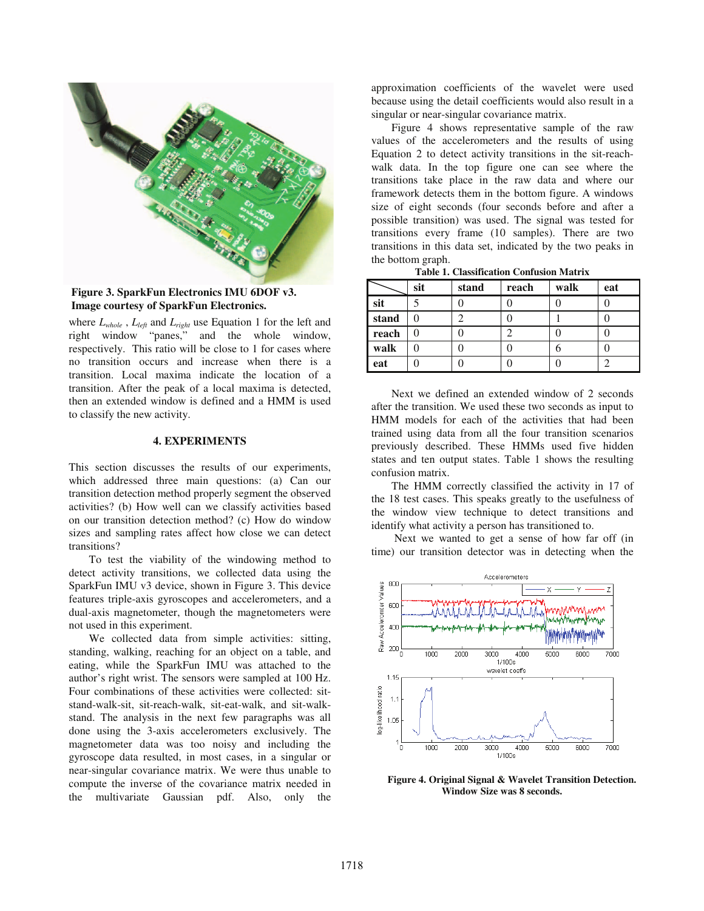Figure 3. SparkFun Electronics IMU 6DOF v3. Image courtesy of SparkFun Electronics.

where $L_{whole}$ , $L_{left}$ and $L_{right}$ use Equation 1 for the left and right window "panes," and the whole window, respectively. This ratio will be close to 1 for cases where no transition occurs and increase when there is a transition. Local maxima indicate the location of a transition. After the peak of a local maxima is detected, then an extended window is defined and a HMM is used to classify the new activity.

## 4. EXPERIMENTS

This section discusses the results of our experiments, which addressed three main questions: (a) Can our transition detection method properly segment the observed activities? (b) How well can we classify activities based on our transition detection method? (c) How do window sizes and sampling rates affect how close we can detect transitions?

To test the viability of the windowing method to detect activity transitions, we collected data using the SparkFun IMU v3 device, shown in Figure 3. This device features triple-axis gyroscopes and accelerometers, and a dual-axis magnetometer, though the magnetometers were not used in this experiment.

We collected data from simple activities: sitting, standing, walking, reaching for an object on a table, and eating, while the SparkFun IMU was attached to the author's right wrist. The sensors were sampled at 100 Hz. Four combinations of these activities were collected: sit-stand-walk-sit, sit-reach-walk, sit-eat-walk, and sit-walk-stand. The analysis in the next few paragraphs was all done using the 3-axis accelerometers exclusively. The magnetometer data was too noisy and including the gyroscope data resulted, in most cases, in a singular or near-singular covariance matrix. We were thus unable to compute the inverse of the covariance matrix needed in the multivariate Gaussian pdf. Also, only the approximation coefficients of the wavelet were used because using the detail coefficients would also result in a singular or near-singular covariance matrix.

Figure 4 shows representative sample of the raw values of the accelerometers and the results of using Equation 2 to detect activity transitions in the sit-reach-walk data. In the top figure one can see where the transitions take place in the raw data and where our framework detects them in the bottom figure. A windows size of eight seconds (four seconds before and after a possible transition) was used. The signal was tested for transitions every frame (10 samples). There are two transitions in this data set, indicated by the two peaks in the bottom graph.

**Table 1. Classification Confusion Matrix**

| | sit | stand | reach | walk | eat |
|---|---|---|---|---|---|
| **sit** | 5 | 0 | 0 | 0 | 0 |
| **stand** | 0 | 2 | 0 | 1 | 0 |
| **reach** | 0 | 0 | 2 | 0 | 0 |
| **walk** | 0 | 0 | 0 | 6 | 0 |
| **eat** | 0 | 0 | 0 | 0 | 2 |

Next we defined an extended window of 2 seconds after the transition. We used these two seconds as input to HMM models for each of the activities that had been trained using data from all the four transition scenarios previously described. These HMMs used five hidden states and ten output states. Table 1 shows the resulting confusion matrix.

The HMM correctly classified the activity in 17 of the 18 test cases. This speaks greatly to the usefulness of the window view technique to detect transitions and identify what activity a person has transitioned to.

Next we wanted to get a sense of how far off (in time) our transition detector was in detecting when the

Figure 4. Original Signal & Wavelet Transition Detection. Window Size was 8 seconds.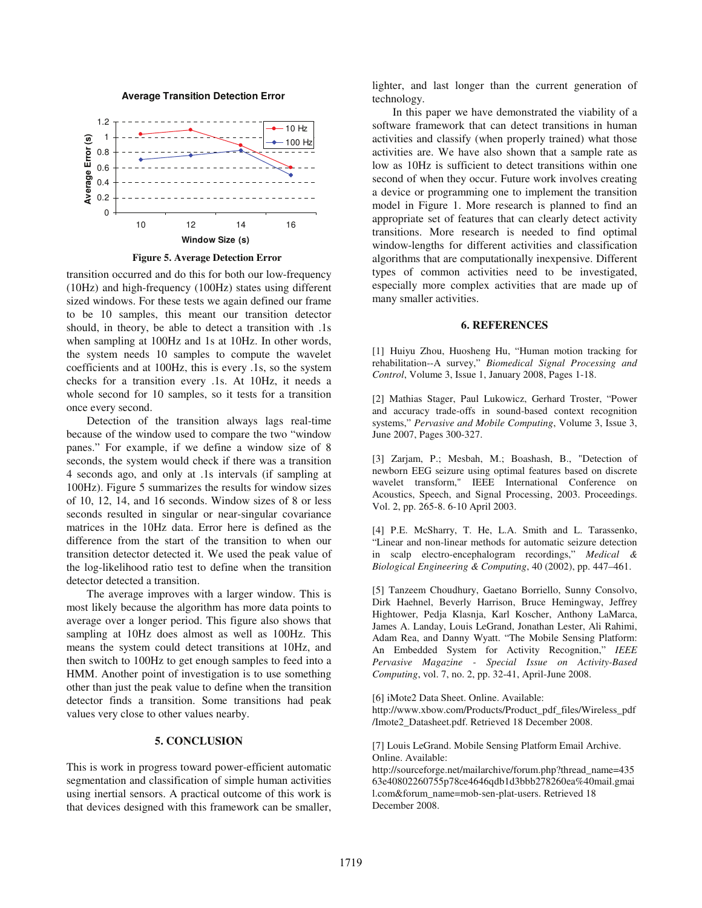Average Transition Detection Error

1.2
1
0.8
0.6
0.4
0.2
0

Average Error (s)

10
12
14
16

Window Size (s)

10 Hz
100 Hz

**Figure 5. Average Detection Error**

transition occurred and do this for both our low-frequency (10Hz) and high-frequency (100Hz) states using different sized windows. For these tests we again defined our frame to be 10 samples, this meant our transition detector should, in theory, be able to detect a transition with .1s when sampling at 100Hz and 1s at 10Hz. In other words, the system needs 10 samples to compute the wavelet coefficients and at 100Hz, this is every .1s, so the system checks for a transition every .1s. At 10Hz, it needs a whole second for 10 samples, so it tests for a transition once every second.

Detection of the transition always lags real-time because of the window used to compare the two "window panes." For example, if we define a window size of 8 seconds, the system would check if there was a transition 4 seconds ago, and only at .1s intervals (if sampling at 100Hz). Figure 5 summarizes the results for window sizes of 10, 12, 14, and 16 seconds. Window sizes of 8 or less seconds resulted in singular or near-singular covariance matrices in the 10Hz data. Error here is defined as the difference from the start of the transition to when our transition detector detected it. We used the peak value of the log-likelihood ratio test to define when the transition detector detected a transition.

The average improves with a larger window. This is most likely because the algorithm has more data points to average over a longer period. This figure also shows that sampling at 10Hz does almost as well as 100Hz. This means the system could detect transitions at 10Hz, and then switch to 100Hz to get enough samples to feed into a HMM. Another point of investigation is to use something other than just the peak value to define when the transition detector finds a transition. Some transitions had peak values very close to other values nearby.

## 5. CONCLUSION

This is work in progress toward power-efficient automatic segmentation and classification of simple human activities using inertial sensors. A practical outcome of this work is that devices designed with this framework can be smaller, lighter, and last longer than the current generation of technology.

In this paper we have demonstrated the viability of a software framework that can detect transitions in human activities and classify (when properly trained) what those activities are. We have also shown that a sample rate as low as 10Hz is sufficient to detect transitions within one second of when they occur. Future work involves creating a device or programming one to implement the transition model in Figure 1. More research is planned to find an appropriate set of features that can clearly detect activity transitions. More research is needed to find optimal window-lengths for different activities and classification algorithms that are computationally inexpensive. Different types of common activities need to be investigated, especially more complex activities that are made up of many smaller activities.

## 6. REFERENCES

[1] Huiyu Zhou, Huosheng Hu, "Human motion tracking for rehabilitation--A survey," *Biomedical Signal Processing and Control*, Volume 3, Issue 1, January 2008, Pages 1-18.

[2] Mathias Stager, Paul Lukowicz, Gerhard Troster, "Power and accuracy trade-offs in sound-based context recognition systems," *Pervasive and Mobile Computing*, Volume 3, Issue 3, June 2007, Pages 300-327.

[3] Zarjam, P.; Mesbah, M.; Boashash, B., "Detection of newborn EEG seizure using optimal features based on discrete wavelet transform," IEEE International Conference on Acoustics, Speech, and Signal Processing, 2003. Proceedings. Vol. 2, pp. 265-8. 6-10 April 2003.

[4] P.E. McSharry, T. He, L.A. Smith and L. Tarassenko, "Linear and non-linear methods for automatic seizure detection in scalp electro-encephalogram recordings," *Medical & Biological Engineering & Computing*, 40 (2002), pp. 447–461.

[5] Tanzeem Choudhury, Gaetano Borriello, Sunny Consolvo, Dirk Haehnel, Beverly Harrison, Bruce Hemingway, Jeffrey Hightower, Pedja Klasnja, Karl Koscher, Anthony LaMarca, James A. Landay, Louis LeGrand, Jonathan Lester, Ali Rahimi, Adam Rea, and Danny Wyatt. "The Mobile Sensing Platform: An Embedded System for Activity Recognition," *IEEE Pervasive Magazine - Special Issue on Activity-Based Computing*, vol. 7, no. 2, pp. 32-41, April-June 2008.

[6] iMote2 Data Sheet. Online. Available: http://www.xbow.com/Products/Product_pdf_files/Wireless_pdf/Imote2_Datasheet.pdf. Retrieved 18 December 2008.

[7] Louis LeGrand. Mobile Sensing Platform Email Archive. Online. Available: http://sourceforge.net/mailarchive/forum.php?thread_name=43563e40802260755p78ce4646qdb1d3bbb278260ea%40mail.gmail.com&forum_name=mob-sen-plat-users. Retrieved 18 December 2008.